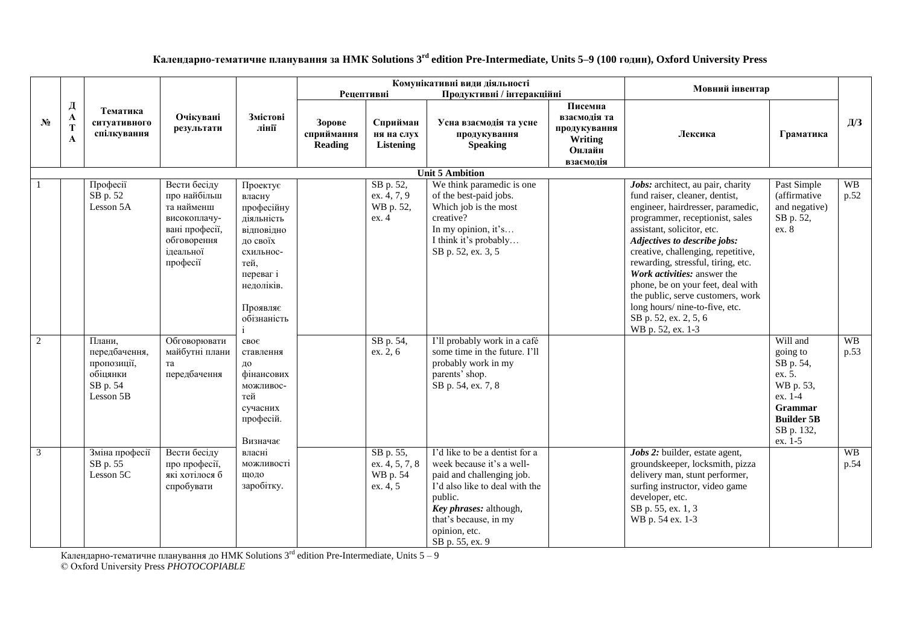# Календарно-тематичне планування за НМК Solutions 3rd edition Pre-Intermediate, Units 5–9 (100 годин), Oxford University Press

| № | ДАТА | Тематика ситуативного спілкування | Очікувані результати | Змістові лінії | Комунікативні види діяльності: Рецептивні | | Продуктивні / інтеракційні | | Мовний інвентар | | Д/З |
|---|---|---|---|---|---|---|---|---|---|---|---|
| | | | | | Зорове сприймання Reading | Сприймання на слух Listening | Усна взаємодія та усне продукування Speaking | Писемна взаємодія та продукування Writing Онлайн взаємодія | Лексика | Граматика | |
| **Unit 5 Ambition** | | | | | | | | | | | |
| 1 | | Професії SB p. 52 Lesson 5A | Вести бесіду про найбільш та найменш високоплачувані професії, обговорення ідеальної професії | Проектує власну професійну діяльність відповідно до своїх схильностей, переваг і недоліків. Проявляє обізнаність і своє ставлення до фінансових можливостей сучасних професій. Визначає власні можливості щодо заробітку. | | SB p. 52, ex. 4, 7, 9 WB p. 52, ex. 4 | We think paramedic is one of the best-paid jobs. Which job is the most creative? In my opinion, it's… I think it's probably… SB p. 52, ex. 3, 5 | | ***Jobs:*** architect, au pair, charity fund raiser, cleaner, dentist, engineer, hairdresser, paramedic, programmer, receptionist, sales assistant, solicitor, etc. ***Adjectives to describe jobs:*** creative, challenging, repetitive, rewarding, stressful, tiring, etc. ***Work activities:*** answer the phone, be on your feet, deal with the public, serve customers, work long hours/ nine-to-five, etc. SB p. 52, ex. 2, 5, 6 WB p. 52, ex. 1-3 | Past Simple (affirmative and negative) SB p. 52, ex. 8 | WB p.52 |
| 2 | | Плани, передбачення, пропозиції, обіцянки SB p. 54 Lesson 5B | Обговорювати майбутні плани та передбачення | | | SB p. 54, ex. 2, 6 | I'll probably work in a café some time in the future. I'll probably work in my parents' shop. SB p. 54, ex. 7, 8 | | | Will and going to SB p. 54, ex. 5. WB p. 53, ex. 1-4 **Grammar Builder 5B** SB p. 132, ex. 1-5 | WB p.53 |
| 3 | | Зміна професії SB p. 55 Lesson 5C | Вести бесіду про професії, які хотілося б спробувати | | | SB p. 55, ex. 4, 5, 7, 8 WB p. 54 ex. 4, 5 | I'd like to be a dentist for a week because it's a well-paid and challenging job. I'd also like to deal with the public. ***Key phrases:*** although, that's because, in my opinion, etc. SB p. 55, ex. 9 | | ***Jobs 2:*** builder, estate agent, groundskeeper, locksmith, pizza delivery man, stunt performer, surfing instructor, video game developer, etc. SB p. 55, ex. 1, 3 WB p. 54 ex. 1-3 | | WB p.54 |

Календарно-тематичне планування до НМК Solutions 3rd edition Pre-Intermediate, Units 5 – 9
© Oxford University Press *PHOTOCOPIABLE*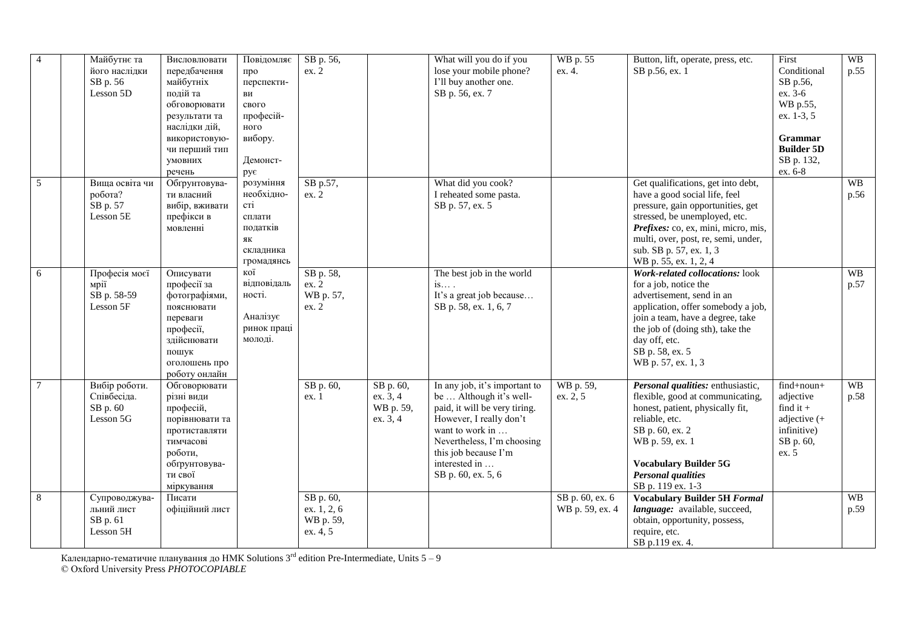| 4 | | Майбутнє та його наслідки SB p. 56 Lesson 5D | Висловлювати передбачення майбутніх подій та обговорювати результати та наслідки дій, використовуючи перший тип умовних речень | Повідомляє про перспективи свого професійного вибору. Демонструє розуміння необхідності сплати податків як складника громадянської відповідальності. Аналізує ринок праці молоді. | SB p. 56, ex. 2 | | What will you do if you lose your mobile phone? I'll buy another one. SB p. 56, ex. 7 | WB p. 55 ex. 4. | Button, lift, operate, press, etc. SB p.56, ex. 1 | First Conditional SB p.56, ex. 3-6 WB p.55, ex. 1-3, 5 **Grammar Builder 5D** SB p. 132, ex. 6-8 | WB p.55 |
|---|---|---|---|---|---|---|---|---|---|---|---|
| 5 | | Вища освіта чи робота? SB p. 57 Lesson 5E | Обґрунтовувати власний вибір, вживати префікси в мовленні | | SB p.57, ex. 2 | | What did you cook? I reheated some pasta. SB p. 57, ex. 5 | | Get qualifications, get into debt, have a good social life, feel pressure, gain opportunities, get stressed, be unemployed, etc. ***Prefixes:*** co, ex, mini, micro, mis, multi, over, post, re, semi, under, sub. SB p. 57, ex. 1, 3 WB p. 55, ex. 1, 2, 4 | | WB p.56 |
| 6 | | Професія моєї мрії SB p. 58-59 Lesson 5F | Описувати професії за фотографіями, пояснювати переваги професії, здійснювати пошук оголошень про роботу онлайн | | SB p. 58, ex. 2 WB p. 57, ex. 2 | | The best job in the world is… . It's a great job because… SB p. 58, ex. 1, 6, 7 | | ***Work-related collocations:*** look for a job, notice the advertisement, send in an application, offer somebody a job, join a team, have a degree, take the job of (doing sth), take the day off, etc. SB p. 58, ex. 5 WB p. 57, ex. 1, 3 | | WB p.57 |
| 7 | | Вибір роботи. Співбесіда. SB p. 60 Lesson 5G | Обговорювати різні види професій, порівнювати та протиставляти тимчасові роботи, обґрунтовувати свої міркування | | SB p. 60, ex. 1 | SB p. 60, ex. 3, 4 WB p. 59, ex. 3, 4 | In any job, it's important to be … Although it's well-paid, it will be very tiring. However, I really don't want to work in … Nevertheless, I'm choosing this job because I'm interested in … SB p. 60, ex. 5, 6 | WB p. 59, ex. 2, 5 | ***Personal qualities:*** enthusiastic, flexible, good at communicating, honest, patient, physically fit, reliable, etc. SB p. 60, ex. 2 WB p. 59, ex. 1 **Vocabulary Builder 5G** ***Personal qualities*** SB p. 119 ex. 1-3 | find+noun+ adjective find it + adjective (+ infinitive) SB p. 60, ex. 5 | WB p.58 |
| 8 | | Супроводжувальний лист SB p. 61 Lesson 5H | Писати офіційний лист | | SB p. 60, ex. 1, 2, 6 WB p. 59, ex. 4, 5 | | | SB p. 60, ex. 6 WB p. 59, ex. 4 | **Vocabulary Builder 5H *Formal language:*** available, succeed, obtain, opportunity, possess, require, etc. SB p.119 ex. 4. | | WB p.59 |

Календарно-тематичне планування до НМК Solutions 3rd edition Pre-Intermediate, Units 5 – 9
© Oxford University Press *PHOTOCOPIABLE*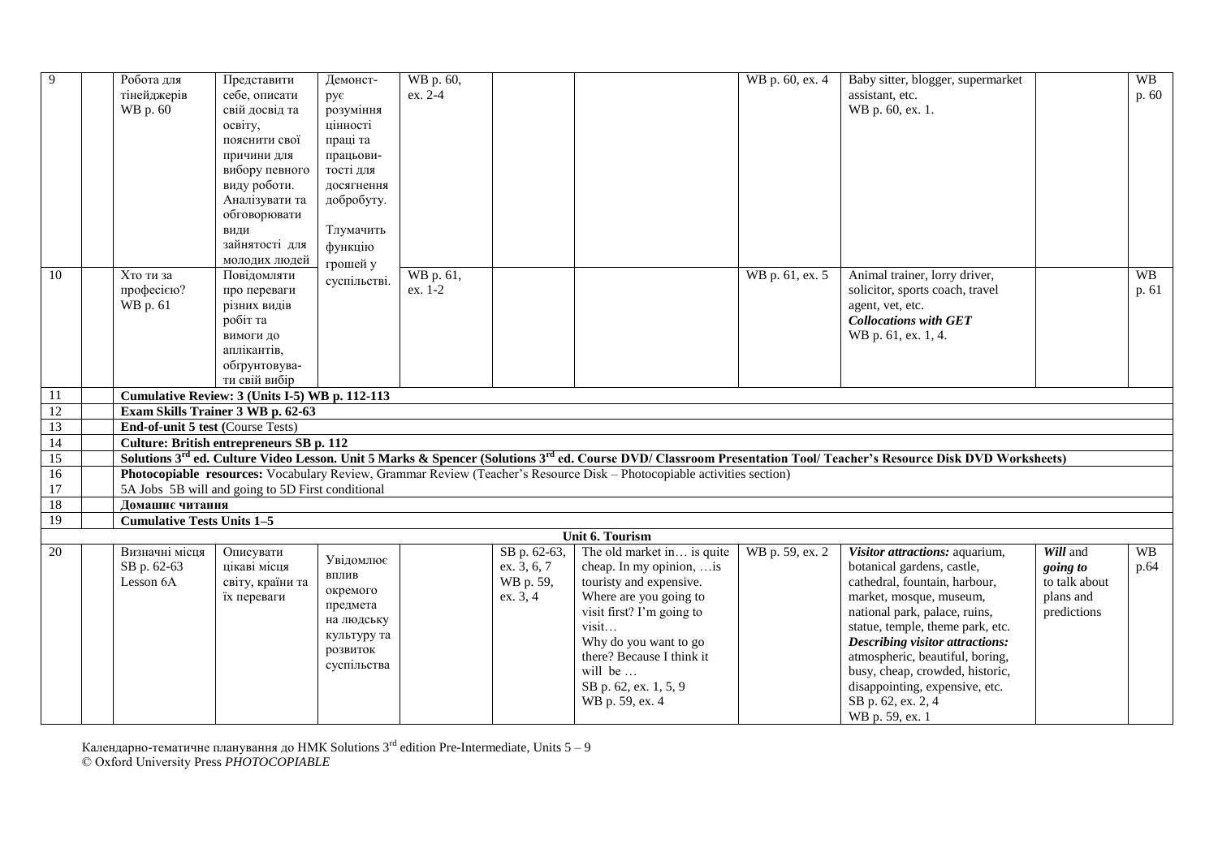| 9 | | Робота для тінейджерів WB p. 60 | Представити себе, описати свій досвід та освіту, пояснити свої причини для вибору певного виду роботи. Аналізувати та обговорювати види зайнятості для молодих людей | Демонструє розуміння цінності праці та працьовитості для досягнення добробуту. Тлумачить функцію грошей у суспільстві. | WB p. 60, ex. 2-4 | | | WB p. 60, ex. 4 | Baby sitter, blogger, supermarket assistant, etc. WB p. 60, ex. 1. | | WB p. 60 |
|---|---|---|---|---|---|---|---|---|---|---|---|
| 10 | | Хто ти за професією? WB p. 61 | Повідомляти про переваги різних видів робіт та вимоги до аплікантів, обґрунтовувати свій вибір | | WB p. 61, ex. 1-2 | | | WB p. 61, ex. 5 | Animal trainer, lorry driver, solicitor, sports coach, travel agent, vet, etc. ***Collocations with GET*** WB p. 61, ex. 1, 4. | | WB p. 61 |
| 11 | | **Cumulative Review: 3 (Units I-5) WB p. 112-113** | | | | | | | | | |
| 12 | | **Exam Skills Trainer 3 WB p. 62-63** | | | | | | | | | |
| 13 | | **End-of-unit 5 test (**Course Tests) | | | | | | | | | |
| 14 | | **Culture: British entrepreneurs SB p. 112** | | | | | | | | | |
| 15 | | **Solutions 3rd ed. Culture Video Lesson. Unit 5 Marks & Spencer (Solutions 3rd ed. Course DVD/ Classroom Presentation Tool/ Teacher's Resource Disk DVD Worksheets)** | | | | | | | | | |
| 16 | | **Photocopiable resources:** Vocabulary Review, Grammar Review (Teacher's Resource Disk – Photocopiable activities section) | | | | | | | | | |
| 17 | | 5A Jobs 5B will and going to 5D First conditional | | | | | | | | | |
| 18 | | **Домашнє читання** | | | | | | | | | |
| 19 | | **Cumulative Tests Units 1–5** | | | | | | | | | |
| | | | | | **Unit 6. Tourism** | | | | | | |
| 20 | | Визначні місця SB p. 62-63 Lesson 6A | Описувати цікаві місця світу, країни та їх переваги | Увідомлює вплив окремого предмета на людську культуру та розвиток суспільства | | SB p. 62-63, ex. 3, 6, 7 WB p. 59, ex. 3, 4 | The old market in… is quite cheap. In my opinion, …is touristy and expensive. Where are you going to visit first? I'm going to visit… Why do you want to go there? Because I think it will be … SB p. 62, ex. 1, 5, 9 WB p. 59, ex. 4 | WB p. 59, ex. 2 | ***Visitor attractions:*** aquarium, botanical gardens, castle, cathedral, fountain, harbour, market, mosque, museum, national park, palace, ruins, statue, temple, theme park, etc. ***Describing visitor attractions:*** atmospheric, beautiful, boring, busy, cheap, crowded, historic, disappointing, expensive, etc. SB p. 62, ex. 2, 4 WB p. 59, ex. 1 | ***Will*** and ***going to*** to talk about plans and predictions | WB p.64 |

Календарно-тематичне планування до НМК Solutions 3rd edition Pre-Intermediate, Units 5 – 9
© Oxford University Press *PHOTOCOPIABLE*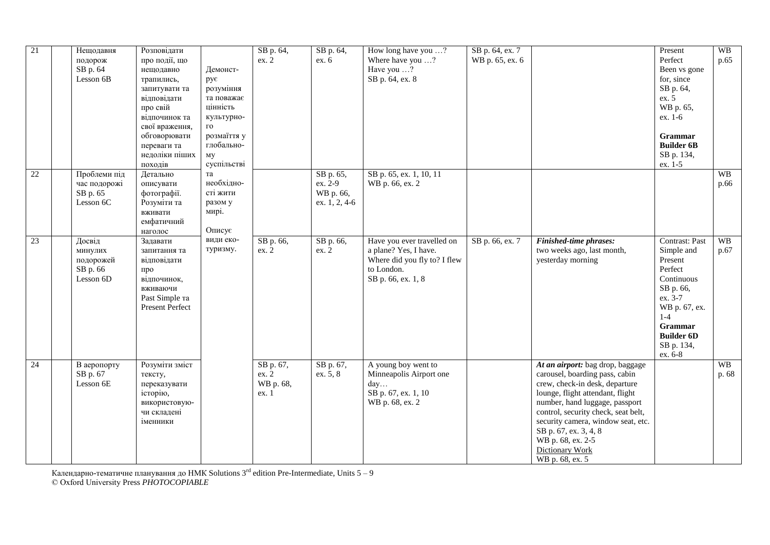| 21 | | Нещодавня подорож SB p. 64 Lesson 6B | Розповідати про події, що нещодавно трапились, запитувати та відповідати про свій відпочинок та свої враження, обговорювати переваги та недоліки піших походів | Демонструє розуміння та поважає цінність культурного розмаїття у глобальному суспільстві та необхідності жити разом у мирі. Описує види екотуризму. | SB p. 64, ex. 2 | SB p. 64, ex. 6 | How long have you …? Where have you …? Have you …? SB p. 64, ex. 8 | SB p. 64, ex. 7 WB p. 65, ex. 6 | | Present Perfect Been vs gone for, since SB p. 64, ex. 5 WB p. 65, ex. 1-6 **Grammar Builder 6B** SB p. 134, ex. 1-5 | WB p.65 |
|---|---|---|---|---|---|---|---|---|---|---|---|
| 22 | | Проблеми під час подорожі SB p. 65 Lesson 6C | Детально описувати фотографії. Розуміти та вживати емфатичний наголос | | | SB p. 65, ex. 2-9 WB p. 66, ex. 1, 2, 4-6 | SB p. 65, ex. 1, 10, 11 WB p. 66, ex. 2 | | | | WB p.66 |
| 23 | | Досвід минулих подорожей SB p. 66 Lesson 6D | Задавати запитання та відповідати про відпочинок, вживаючи Past Simple та Present Perfect | | SB p. 66, ex. 2 | SB p. 66, ex. 2 | Have you ever travelled on a plane? Yes, I have. Where did you fly to? I flew to London. SB p. 66, ex. 1, 8 | SB p. 66, ex. 7 | ***Finished-time phrases:*** two weeks ago, last month, yesterday morning | Contrast: Past Simple and Present Perfect Continuous SB p. 66, ex. 3-7 WB p. 67, ex. 1-4 **Grammar Builder 6D** SB p. 134, ex. 6-8 | WB p.67 |
| 24 | | В аеропорту SB p. 67 Lesson 6E | Розуміти зміст тексту, переказувати історію, використовуючи складені іменники | | SB p. 67, ex. 2 WB p. 68, ex. 1 | SB p. 67, ex. 5, 8 | A young boy went to Minneapolis Airport one day… SB p. 67, ex. 1, 10 WB p. 68, ex. 2 | | ***At an airport:*** bag drop, baggage carousel, boarding pass, cabin crew, check-in desk, departure lounge, flight attendant, flight number, hand luggage, passport control, security check, seat belt, security camera, window seat, etc. SB p. 67, ex. 3, 4, 8 WB p. 68, ex. 2-5 Dictionary Work WB p. 68, ex. 5 | | WB p. 68 |

Календарно-тематичне планування до НМК Solutions 3rd edition Pre-Intermediate, Units 5 – 9
© Oxford University Press *PHOTOCOPIABLE*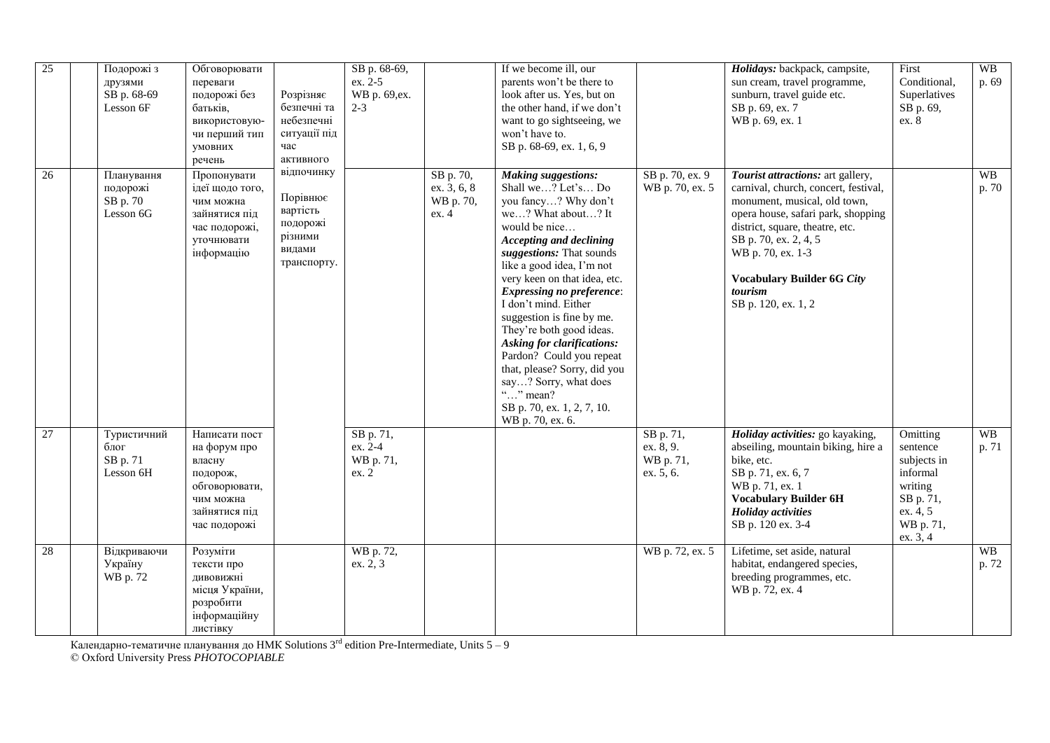| 25 | | Подорожі з друзями SB p. 68-69 Lesson 6F | Обговорювати переваги подорожі без батьків, використовуючи перший тип умовних речень | Розрізняє безпечні та небезпечні ситуації під час активного відпочинку Порівнює вартість подорожі різними видами транспорту. | SB p. 68-69, ex. 2-5 WB p. 69,ex. 2-3 | | If we become ill, our parents won't be there to look after us. Yes, but on the other hand, if we don't want to go sightseeing, we won't have to. SB p. 68-69, ex. 1, 6, 9 | | ***Holidays:*** backpack, campsite, sun cream, travel programme, sunburn, travel guide etc. SB p. 69, ex. 7 WB p. 69, ex. 1 | First Conditional, Superlatives SB p. 69, ex. 8 | WB p. 69 |
|---|---|---|---|---|---|---|---|---|---|---|---|
| 26 | | Планування подорожі SB p. 70 Lesson 6G | Пропонувати ідеї щодо того, чим можна зайнятися під час подорожі, уточнювати інформацію | | | SB p. 70, ex. 3, 6, 8 WB p. 70, ex. 4 | ***Making suggestions:*** Shall we…? Let's… Do you fancy…? Why don't we…? What about…? It would be nice… ***Accepting and declining suggestions:*** That sounds like a good idea, I'm not very keen on that idea, etc. ***Expressing no preference***: I don't mind. Either suggestion is fine by me. They're both good ideas. ***Asking for clarifications:*** Pardon? Could you repeat that, please? Sorry, did you say…? Sorry, what does "…" mean? SB p. 70, ex. 1, 2, 7, 10. WB p. 70, ex. 6. | SB p. 70, ex. 9 WB p. 70, ex. 5 | ***Tourist attractions:*** art gallery, carnival, church, concert, festival, monument, musical, old town, opera house, safari park, shopping district, square, theatre, etc. SB p. 70, ex. 2, 4, 5 WB p. 70, ex. 1-3 **Vocabulary Builder 6G *City tourism*** SB p. 120, ex. 1, 2 | | WB p. 70 |
| 27 | | Туристичний блог SB p. 71 Lesson 6H | Написати пост на форум про власну подорож, обговорювати, чим можна зайнятися під час подорожі | | SB p. 71, ex. 2-4 WB p. 71, ex. 2 | | | SB p. 71, ex. 8, 9. WB p. 71, ex. 5, 6. | ***Holiday activities:*** go kayaking, abseiling, mountain biking, hire a bike, etc. SB p. 71, ex. 6, 7 WB p. 71, ex. 1 **Vocabulary Builder 6H *Holiday activities*** SB p. 120 ex. 3-4 | Omitting sentence subjects in informal writing SB p. 71, ex. 4, 5 WB p. 71, ex. 3, 4 | WB p. 71 |
| 28 | | Відкриваючи Україну WB p. 72 | Розуміти тексти про дивовижні місця України, розробити інформаційну листівку | | WB p. 72, ex. 2, 3 | | | WB p. 72, ex. 5 | Lifetime, set aside, natural habitat, endangered species, breeding programmes, etc. WB p. 72, ex. 4 | | WB p. 72 |

Календарно-тематичне планування до НМК Solutions 3rd edition Pre-Intermediate, Units 5 – 9
© Oxford University Press *PHOTOCOPIABLE*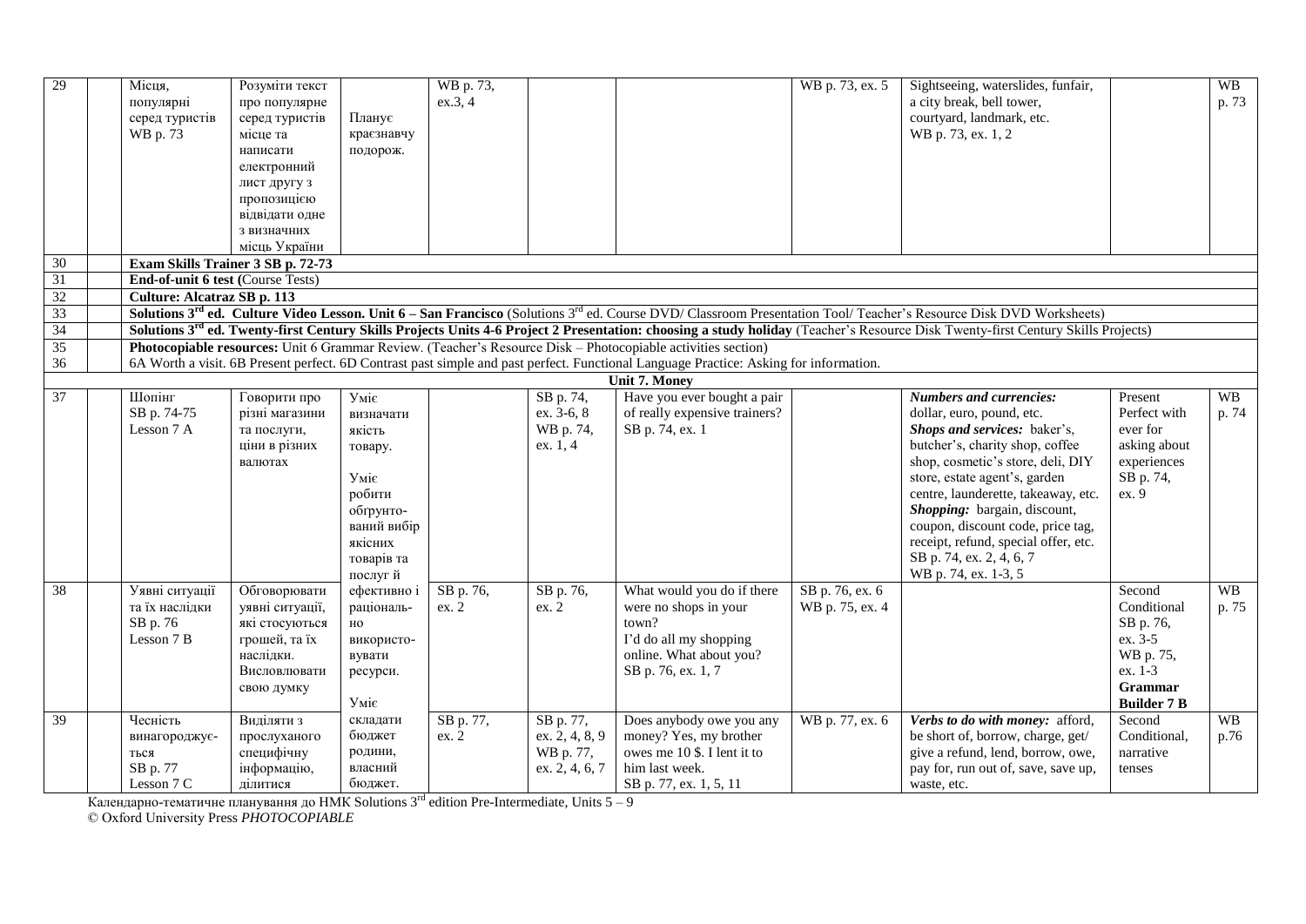| 29 | | Місця, популярні серед туристів WB p. 73 | Розуміти текст про популярне серед туристів місце та написати електронний лист другу з пропозицією відвідати одне з визначних місць України | Планує краєзнавчу подорож. | WB p. 73, ex.3, 4 | | | WB p. 73, ex. 5 | Sightseeing, waterslides, funfair, a city break, bell tower, courtyard, landmark, etc. WB p. 73, ex. 1, 2 | | WB p. 73 |
|---|---|---|---|---|---|---|---|---|---|---|---|
| 30 | | **Exam Skills Trainer 3 SB p. 72-73** | | | | | | | | | |
| 31 | | **End-of-unit 6 test (**Course Tests) | | | | | | | | | |
| 32 | | **Culture: Alcatraz SB p. 113** | | | | | | | | | |
| 33 | | **Solutions 3rd ed. Culture Video Lesson. Unit 6 – San Francisco** (Solutions 3rd ed. Course DVD/ Classroom Presentation Tool/ Teacher's Resource Disk DVD Worksheets) | | | | | | | | | |
| 34 | | **Solutions 3rd ed. Twenty-first Century Skills Projects Units 4-6 Project 2 Presentation: choosing a study holiday** (Teacher's Resource Disk Twenty-first Century Skills Projects) | | | | | | | | | |
| 35 36 | | **Photocopiable resources:** Unit 6 Grammar Review. (Teacher's Resource Disk – Photocopiable activities section) 6A Worth a visit. 6B Present perfect. 6D Contrast past simple and past perfect. Functional Language Practice: Asking for information. | | | | | | | | | |
| | | | | | | **Unit 7. Money** | | | | | |
| 37 | | Шопінг SB p. 74-75 Lesson 7 A | Говорити про різні магазини та послуги, ціни в різних валютах | Уміє визначати якість товару. Уміє робити обґрунто-ваний вибір якісних товарів та послуг й ефективно і раціональ-но використо-вувати ресурси. Уміє складати бюджет родини, власний бюджет. | | SB p. 74, ex. 3-6, 8 WB p. 74, ex. 1, 4 | Have you ever bought a pair of really expensive trainers? SB p. 74, ex. 1 | | ***Numbers and currencies:*** dollar, euro, pound, etc. ***Shops and services:*** baker's, butcher's, charity shop, coffee shop, cosmetic's store, deli, DIY store, estate agent's, garden centre, launderette, takeaway, etc. ***Shopping:*** bargain, discount, coupon, discount code, price tag, receipt, refund, special offer, etc. SB p. 74, ex. 2, 4, 6, 7 WB p. 74, ex. 1-3, 5 | Present Perfect with ever for asking about experiences SB p. 74, ex. 9 | WB p. 74 |
| 38 | | Уявні ситуації та їх наслідки SB p. 76 Lesson 7 B | Обговорювати уявні ситуації, які стосуються грошей, та їх наслідки. Висловлювати свою думку | | SB p. 76, ex. 2 | SB p. 76, ex. 2 | What would you do if there were no shops in your town? I'd do all my shopping online. What about you? SB p. 76, ex. 1, 7 | SB p. 76, ex. 6 WB p. 75, ex. 4 | | Second Conditional SB p. 76, ex. 3-5 WB p. 75, ex. 1-3 **Grammar Builder 7 B** | WB p. 75 |
| 39 | | Чесність винагороджує-ться SB p. 77 Lesson 7 C | Виділяти з прослуханого специфічну інформацію, ділитися | | SB p. 77, ex. 2 | SB p. 77, ex. 2, 4, 8, 9 WB p. 77, ex. 2, 4, 6, 7 | Does anybody owe you any money? Yes, my brother owes me 10 $. I lent it to him last week. SB p. 77, ex. 1, 5, 11 | WB p. 77, ex. 6 | ***Verbs to do with money:*** afford, be short of, borrow, charge, get/ give a refund, lend, borrow, owe, pay for, run out of, save, save up, waste, etc. | Second Conditional, narrative tenses | WB p.76 |

Календарно-тематичне планування до НМК Solutions 3rd edition Pre-Intermediate, Units 5 – 9
© Oxford University Press *PHOTOCOPIABLE*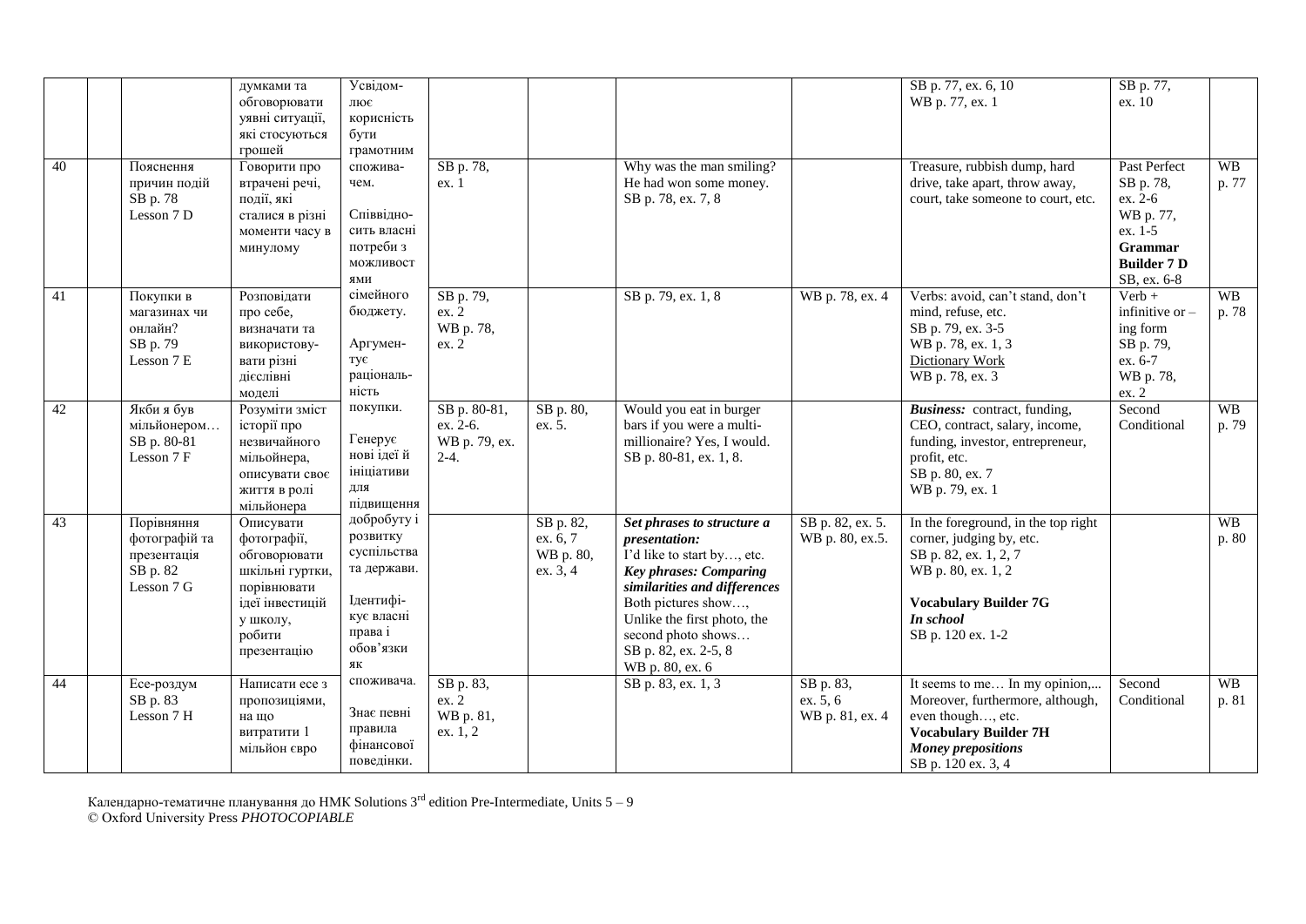| | | | | | | | | | | | |
|---|---|---|---|---|---|---|---|---|---|---|---|
| | | | думками та обговорювати уявні ситуації, які стосуються грошей | Усвідомлює корисність бути грамотним споживачем. Співвідносить власні потреби з можливостями сімейного бюджету. Аргументує раціональність покупки. Генерує нові ідеї й ініціативи для підвищення добробуту і розвитку суспільства та держави. Ідентифікує власні права і обов'язки як споживача. Знає певні правила фінансової поведінки. | | | | | SB p. 77, ex. 6, 10<br>WB p. 77, ex. 1 | SB p. 77, ex. 10 | |
| 40 | | Пояснення причин подій<br>SB p. 78<br>Lesson 7 D | Говорити про втрачені речі, події, які сталися в різні моменти часу в минулому | | SB p. 78, ex. 1 | | Why was the man smiling? He had won some money.<br>SB p. 78, ex. 7, 8 | | Treasure, rubbish dump, hard drive, take apart, throw away, court, take someone to court, etc. | Past Perfect<br>SB p. 78, ex. 2-6<br>WB p. 77, ex. 1-5<br>**Grammar Builder 7 D**<br>SB, ex. 6-8 | WB p. 77 |
| 41 | | Покупки в магазинах чи онлайн?<br>SB p. 79<br>Lesson 7 E | Розповідати про себе, визначати та використовувати різні дієслівні моделі | | SB p. 79, ex. 2<br>WB p. 78, ex. 2 | | SB p. 79, ex. 1, 8 | WB p. 78, ex. 4 | Verbs: avoid, can't stand, don't mind, refuse, etc.<br>SB p. 79, ex. 3-5<br>WB p. 78, ex. 1, 3<br>Dictionary Work<br>WB p. 78, ex. 3 | Verb + infinitive or –ing form<br>SB p. 79, ex. 6-7<br>WB p. 78, ex. 2 | WB p. 78 |
| 42 | | Якби я був мільйонером…<br>SB p. 80-81<br>Lesson 7 F | Розуміти зміст історії про незвичайного мільойнера, описувати своє життя в ролі мільйонера | | SB p. 80-81, ex. 2-6.<br>WB p. 79, ex. 2-4. | SB p. 80, ex. 5. | Would you eat in burger bars if you were a multi-millionaire? Yes, I would.<br>SB p. 80-81, ex. 1, 8. | | ***Business:*** contract, funding, CEO, contract, salary, income, funding, investor, entrepreneur, profit, etc.<br>SB p. 80, ex. 7<br>WB p. 79, ex. 1 | Second Conditional | WB p. 79 |
| 43 | | Порівняння фотографій та презентація<br>SB p. 82<br>Lesson 7 G | Описувати фотографії, обговорювати шкільні гуртки, порівнювати ідеї інвестицій у школу, робити презентацію | | | SB p. 82, ex. 6, 7<br>WB p. 80, ex. 3, 4 | ***Set phrases to structure a presentation:***<br>I'd like to start by…, etc.<br>***Key phrases: Comparing similarities and differences***<br>Both pictures show…, Unlike the first photo, the second photo shows…<br>SB p. 82, ex. 2-5, 8<br>WB p. 80, ex. 6 | SB p. 82, ex. 5.<br>WB p. 80, ex.5. | In the foreground, in the top right corner, judging by, etc.<br>SB p. 82, ex. 1, 2, 7<br>WB p. 80, ex. 1, 2<br><br>**Vocabulary Builder 7G**<br>***In school***<br>SB p. 120 ex. 1-2 | | WB p. 80 |
| 44 | | Есе-роздум<br>SB p. 83<br>Lesson 7 H | Написати есе з пропозиціями, на що витратити 1 мільйон євро | | SB p. 83, ex. 2<br>WB p. 81, ex. 1, 2 | | SB p. 83, ex. 1, 3 | SB p. 83, ex. 5, 6<br>WB p. 81, ex. 4 | It seems to me… In my opinion,... Moreover, furthermore, although, even though…, etc.<br>**Vocabulary Builder 7H**<br>***Money prepositions***<br>SB p. 120 ex. 3, 4 | Second Conditional | WB p. 81 |

Календарно-тематичне планування до НМК Solutions 3rd edition Pre-Intermediate, Units 5 – 9
© Oxford University Press *PHOTOCOPIABLE*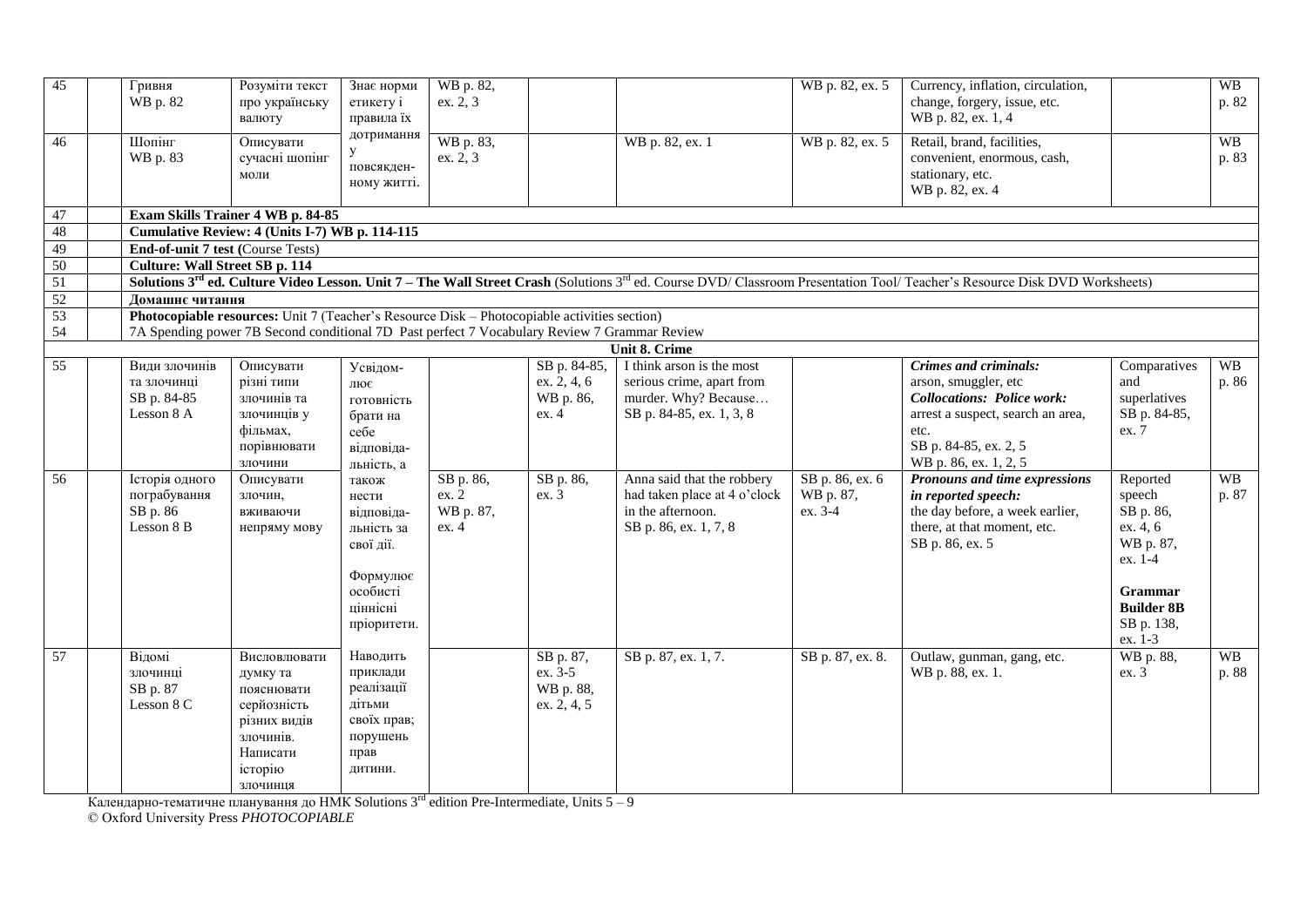| 45 | | Гривня WB p. 82 | Розуміти текст про українську валюту | Знає норми етикету і правила їх дотримання у повсякден-ному житті. | WB p. 82, ex. 2, 3 | | | WB p. 82, ex. 5 | Currency, inflation, circulation, change, forgery, issue, etc. WB p. 82, ex. 1, 4 | | WB p. 82 |
|---|---|---|---|---|---|---|---|---|---|---|---|
| 46 | | Шопінг WB p. 83 | Описувати сучасні шопінг моли | | WB p. 83, ex. 2, 3 | | WB p. 82, ex. 1 | WB p. 82, ex. 5 | Retail, brand, facilities, convenient, enormous, cash, stationary, etc. WB p. 82, ex. 4 | | WB p. 83 |
| 47 | | **Exam Skills Trainer 4 WB p. 84-85** | | | | | | | | | |
| 48 | | **Cumulative Review: 4 (Units I-7) WB p. 114-115** | | | | | | | | | |
| 49 | | **End-of-unit 7 test (**Course Tests) | | | | | | | | | |
| 50 | | **Culture: Wall Street SB p. 114** | | | | | | | | | |
| 51 | | **Solutions 3rd ed. Culture Video Lesson. Unit 7 – The Wall Street Crash** (Solutions 3rd ed. Course DVD/ Classroom Presentation Tool/ Teacher's Resource Disk DVD Worksheets) | | | | | | | | | |
| 52 | | **Домашнє читання** | | | | | | | | | |
| 53 | | **Photocopiable resources:** Unit 7 (Teacher's Resource Disk – Photocopiable activities section) | | | | | | | | | |
| 54 | | 7A Spending power 7B Second conditional 7D Past perfect 7 Vocabulary Review 7 Grammar Review | | | | | | | | | |
| | | | | | | **Unit 8. Crime** | | | | | |
| 55 | | Види злочинів та злочинці SB p. 84-85 Lesson 8 A | Описувати різні типи злочинів та злочинців у фільмах, порівнювати злочини | Усвідом-лює готовність брати на себе відповіда-льність, а також нести відповіда-льність за свої дії. Формулює особисті ціннісні пріоритети. | | SB p. 84-85, ex. 2, 4, 6 WB p. 86, ex. 4 | I think arson is the most serious crime, apart from murder. Why? Because… SB p. 84-85, ex. 1, 3, 8 | | ***Crimes and criminals:*** arson, smuggler, etc ***Collocations: Police work:*** arrest a suspect, search an area, etc. SB p. 84-85, ex. 2, 5 WB p. 86, ex. 1, 2, 5 | Comparatives and superlatives SB p. 84-85, ex. 7 | WB p. 86 |
| 56 | | Історія одного пограбування SB p. 86 Lesson 8 B | Описувати злочин, вживаючи непряму мову | | SB p. 86, ex. 2 WB p. 87, ex. 4 | SB p. 86, ex. 3 | Anna said that the robbery had taken place at 4 o'clock in the afternoon. SB p. 86, ex. 1, 7, 8 | SB p. 86, ex. 6 WB p. 87, ex. 3-4 | ***Pronouns and time expressions in reported speech:*** the day before, a week earlier, there, at that moment, etc. SB p. 86, ex. 5 | Reported speech SB p. 86, ex. 4, 6 WB p. 87, ex. 1-4 **Grammar Builder 8B** SB p. 138, ex. 1-3 | WB p. 87 |
| 57 | | Відомі злочинці SB p. 87 Lesson 8 C | Висловлювати думку та пояснювати серйозність різних видів злочинів. Написати історію злочинця | Наводить приклади реалізації дітьми своїх прав; порушень прав дитини. | | SB p. 87, ex. 3-5 WB p. 88, ex. 2, 4, 5 | SB p. 87, ex. 1, 7. | SB p. 87, ex. 8. | Outlaw, gunman, gang, etc. WB p. 88, ex. 1. | WB p. 88, ex. 3 | WB p. 88 |

Календарно-тематичне планування до НМК Solutions 3rd edition Pre-Intermediate, Units 5 – 9
© Oxford University Press *PHOTOCOPIABLE*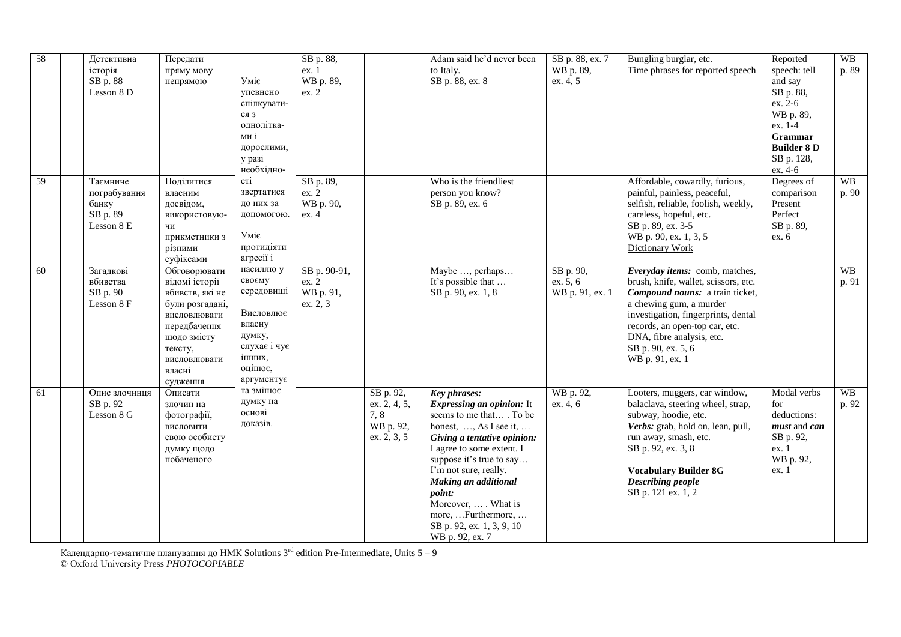| 58 | | Детективна історія SB p. 88 Lesson 8 D | Передати пряму мову непрямою | Уміє упевнено спілкуватися з однолітками і дорослими, у разі необхідності звертатися до них за допомогою. Уміє протидіяти агресії і насиллю у своєму середовищі Висловлює власну думку, слухає і чує інших, оцінює, аргументує та змінює думку на основі доказів. | SB p. 88, ex. 1 WB p. 89, ex. 2 | | Adam said he'd never been to Italy. SB p. 88, ex. 8 | SB p. 88, ex. 7 WB p. 89, ex. 4, 5 | Bungling burglar, etc. Time phrases for reported speech | Reported speech: tell and say SB p. 88, ex. 2-6 WB p. 89, ex. 1-4 **Grammar Builder 8 D** SB p. 128, ex. 4-6 | WB p. 89 |
|---|---|---|---|---|---|---|---|---|---|---|---|
| 59 | | Таємниче пограбування банку SB p. 89 Lesson 8 E | Поділитися власним досвідом, використовуючи прикметники з різними суфіксами | | SB p. 89, ex. 2 WB p. 90, ex. 4 | | Who is the friendliest person you know? SB p. 89, ex. 6 | | Affordable, cowardly, furious, painful, painless, peaceful, selfish, reliable, foolish, weekly, careless, hopeful, etc. SB p. 89, ex. 3-5 WB p. 90, ex. 1, 3, 5 Dictionary Work | Degrees of comparison Present Perfect SB p. 89, ex. 6 | WB p. 90 |
| 60 | | Загадкові вбивства SB p. 90 Lesson 8 F | Обговорювати відомі історії вбивств, які не були розгадані, висловлювати передбачення щодо змісту тексту, висловлювати власні судження | | SB p. 90-91, ex. 2 WB p. 91, ex. 2, 3 | | Maybe …, perhaps… It's possible that … SB p. 90, ex. 1, 8 | SB p. 90, ex. 5, 6 WB p. 91, ex. 1 | ***Everyday items:*** comb, matches, brush, knife, wallet, scissors, etc. ***Compound nouns:*** a train ticket, a chewing gum, a murder investigation, fingerprints, dental records, an open-top car, etc. DNA, fibre analysis, etc. SB p. 90, ex. 5, 6 WB p. 91, ex. 1 | | WB p. 91 |
| 61 | | Опис злочинця SB p. 92 Lesson 8 G | Описати злочин на фотографії, висловити свою особисту думку щодо побаченого | | | SB p. 92, ex. 2, 4, 5, 7, 8 WB p. 92, ex. 2, 3, 5 | ***Key phrases:*** ***Expressing an opinion:*** It seems to me that… . To be honest, …, As I see it, … ***Giving a tentative opinion:*** I agree to some extent. I suppose it's true to say… I'm not sure, really. ***Making an additional point:*** Moreover, … . What is more, …Furthermore, … SB p. 92, ex. 1, 3, 9, 10 WB p. 92, ex. 7 | WB p. 92, ex. 4, 6 | Looters, muggers, car window, balaclava, steering wheel, strap, subway, hoodie, etc. ***Verbs:*** grab, hold on, lean, pull, run away, smash, etc. SB p. 92, ex. 3, 8 **Vocabulary Builder 8G** ***Describing people*** SB p. 121 ex. 1, 2 | Modal verbs for deductions: ***must*** and ***can*** SB p. 92, ex. 1 WB p. 92, ex. 1 | WB p. 92 |

Календарно-тематичне планування до НМК Solutions 3rd edition Pre-Intermediate, Units 5 – 9
© Oxford University Press *PHOTOCOPIABLE*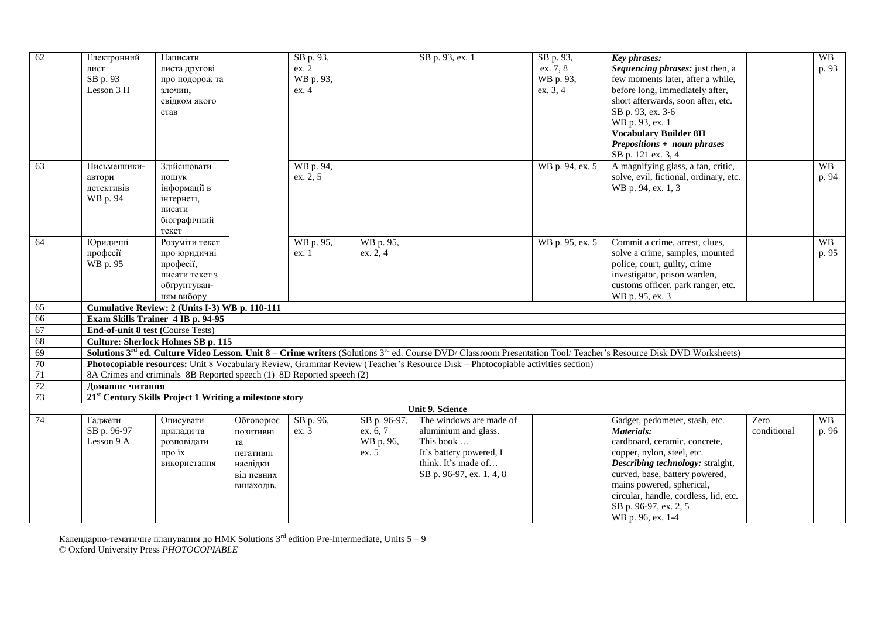| 62 | | Електронний лист SB p. 93 Lesson 3 H | Написати листа другові про подорож та злочин, свідком якого став | | SB p. 93, ex. 2 WB p. 93, ex. 4 | | SB p. 93, ex. 1 | SB p. 93, ex. 7, 8 WB p. 93, ex. 3, 4 | ***Key phrases:*** ***Sequencing phrases:*** just then, a few moments later, after a while, before long, immediately after, short afterwards, soon after, etc. SB p. 93, ex. 3-6 WB p. 93, ex. 1 **Vocabulary Builder 8H** ***Prepositions + noun phrases*** SB p. 121 ex. 3, 4 | | WB p. 93 |
|---|---|---|---|---|---|---|---|---|---|---|---|
| 63 | | Письменники-автори детективів WB p. 94 | Здійснювати пошук інформації в інтернеті, писати біографічний текст | | WB p. 94, ex. 2, 5 | | | WB p. 94, ex. 5 | A magnifying glass, a fan, critic, solve, evil, fictional, ordinary, etc. WB p. 94, ex. 1, 3 | | WB p. 94 |
| 64 | | Юридичні професії WB p. 95 | Розуміти текст про юридичні професії, писати текст з обґрунтуванням вибору | | WB p. 95, ex. 1 | WB p. 95, ex. 2, 4 | | WB p. 95, ex. 5 | Commit a crime, arrest, clues, solve a crime, samples, mounted police, court, guilty, crime investigator, prison warden, customs officer, park ranger, etc. WB p. 95, ex. 3 | | WB p. 95 |
| 65 | | **Cumulative Review: 2 (Units I-3) WB p. 110-111** | | | | | | | | | |
| 66 | | **Exam Skills Trainer 4 IB p. 94-95** | | | | | | | | | |
| 67 | | **End-of-unit 8 test (**Course Tests) | | | | | | | | | |
| 68 | | **Culture: Sherlock Holmes SB p. 115** | | | | | | | | | |
| 69 | | **Solutions 3rd ed. Culture Video Lesson. Unit 8 – Crime writers** (Solutions 3rd ed. Course DVD/ Classroom Presentation Tool/ Teacher's Resource Disk DVD Worksheets) | | | | | | | | | |
| 70 71 | | **Photocopiable resources:** Unit 8 Vocabulary Review, Grammar Review (Teacher's Resource Disk – Photocopiable activities section) 8A Crimes and criminals 8B Reported speech (1) 8D Reported speech (2) | | | | | | | | | |
| 72 | | **Домашнє читання** | | | | | | | | | |
| 73 | | **21st Century Skills Project 1 Writing a milestone story** | | | | | | | | | |
| | | | | | | **Unit 9. Science** | | | | | |
| 74 | | Гаджети SB p. 96-97 Lesson 9 A | Описувати прилади та розповідати про їх використання | Обговорює позитивні та негативні наслідки від певних винаходів. | SB p. 96, ex. 3 | SB p. 96-97, ex. 6, 7 WB p. 96, ex. 5 | The windows are made of aluminium and glass. This book … It's battery powered, I think. It's made of… SB p. 96-97, ex. 1, 4, 8 | | Gadget, pedometer, stash, etc. ***Materials:*** cardboard, ceramic, concrete, copper, nylon, steel, etc. ***Describing technology:*** straight, curved, base, battery powered, mains powered, spherical, circular, handle, cordless, lid, etc. SB p. 96-97, ex. 2, 5 WB p. 96, ex. 1-4 | Zero conditional | WB p. 96 |

Календарно-тематичне планування до НМК Solutions 3rd edition Pre-Intermediate, Units 5 – 9
© Oxford University Press *PHOTOCOPIABLE*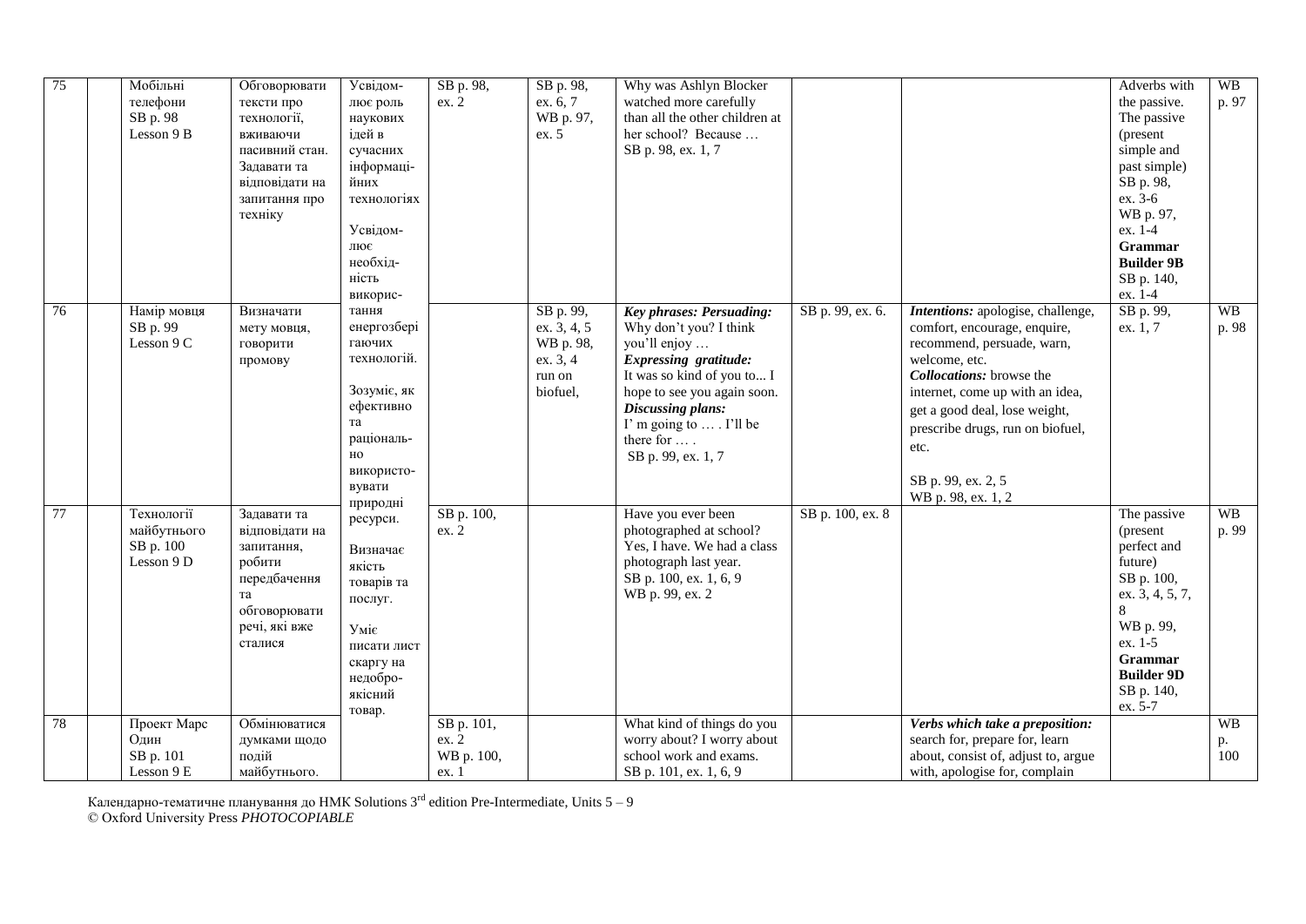| 75 | | Мобільні телефони SB p. 98 Lesson 9 B | Обговорювати тексти про технології, вживаючи пасивний стан. Задавати та відповідати на запитання про техніку | Усвідом-лює роль наукових ідей в сучасних інформаці-йних технологіях Усвідом-лює необхід-ність викорис-тання енергозбері гаючих технологій. Зозуміє, як ефективно та раціональ-но використо-вувати природні ресурси. Визначає якість товарів та послуг. Уміє писати лист скаргу на недобро-якісний товар. | SB p. 98, ex. 2 | SB p. 98, ex. 6, 7 WB p. 97, ex. 5 | Why was Ashlyn Blocker watched more carefully than all the other children at her school? Because … SB p. 98, ex. 1, 7 | | | Adverbs with the passive. The passive (present simple and past simple) SB p. 98, ex. 3-6 WB p. 97, ex. 1-4 **Grammar Builder 9B** SB p. 140, ex. 1-4 | WB p. 97 |
|---|---|---|---|---|---|---|---|---|---|---|---|
| 76 | | Намір мовця SB p. 99 Lesson 9 C | Визначати мету мовця, говорити промову | | | SB p. 99, ex. 3, 4, 5 WB p. 98, ex. 3, 4 run on biofuel, | ***Key phrases: Persuading:*** Why don't you? I think you'll enjoy … ***Expressing gratitude:*** It was so kind of you to... I hope to see you again soon. ***Discussing plans:*** I' m going to … . I'll be there for … . SB p. 99, ex. 1, 7 | SB p. 99, ex. 6. | ***Intentions:*** apologise, challenge, comfort, encourage, enquire, recommend, persuade, warn, welcome, etc. ***Collocations:*** browse the internet, come up with an idea, get a good deal, lose weight, prescribe drugs, run on biofuel, etc. SB p. 99, ex. 2, 5 WB p. 98, ex. 1, 2 | SB p. 99, ex. 1, 7 | WB p. 98 |
| 77 | | Технології майбутнього SB p. 100 Lesson 9 D | Задавати та відповідати на запитання, робити передбачення та обговорювати речі, які вже сталися | | SB p. 100, ex. 2 | | Have you ever been photographed at school? Yes, I have. We had a class photograph last year. SB p. 100, ex. 1, 6, 9 WB p. 99, ex. 2 | SB p. 100, ex. 8 | | The passive (present perfect and future) SB p. 100, ex. 3, 4, 5, 7, 8 WB p. 99, ex. 1-5 **Grammar Builder 9D** SB p. 140, ex. 5-7 | WB p. 99 |
| 78 | | Проект Марс Один SB p. 101 Lesson 9 E | Обмінюватися думками щодо подій майбутнього. | | SB p. 101, ex. 2 WB p. 100, ex. 1 | | What kind of things do you worry about? I worry about school work and exams. SB p. 101, ex. 1, 6, 9 | | ***Verbs which take a preposition:*** search for, prepare for, learn about, consist of, adjust to, argue with, apologise for, complain | | WB p. 100 |

Календарно-тематичне планування до НМК Solutions 3rd edition Pre-Intermediate, Units 5 – 9
© Oxford University Press *PHOTOCOPIABLE*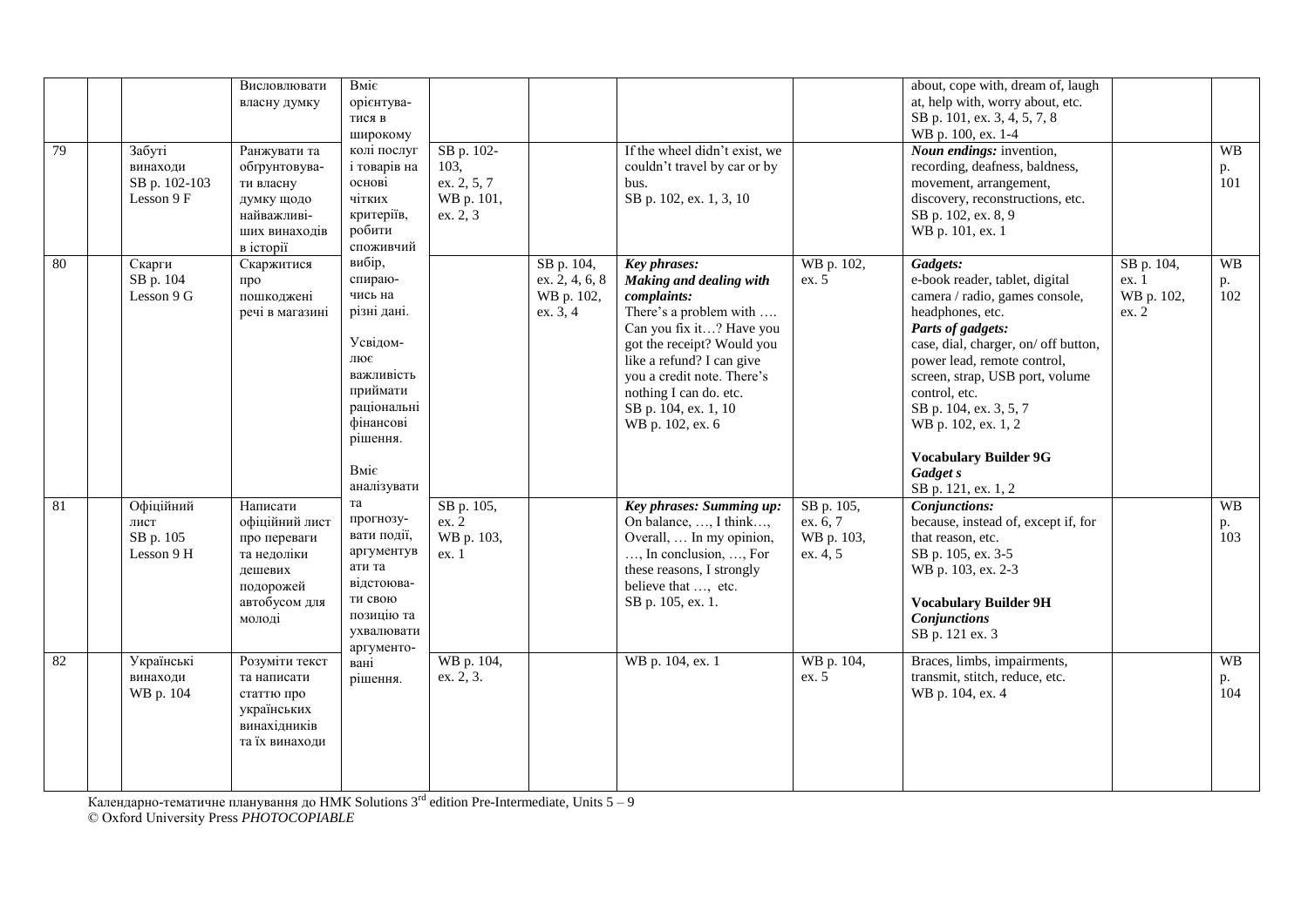|  |  |  | Висловлювати власну думку | Вміє орієнтуватися в широкому колі послуг і товарів на основі чітких критеріїв, робити споживчий вибір, спираючись на різні дані. Усвідомлює важливість приймати раціональні фінансові рішення. Вміє аналізувати та прогнозувати події, аргументувати та відстоювати свою позицію та ухвалювати аргументовані рішення. |  |  |  |  | about, cope with, dream of, laugh at, help with, worry about, etc. SB p. 101, ex. 3, 4, 5, 7, 8 WB p. 100, ex. 1-4 |  |  |
|---|---|---|---|---|---|---|---|---|---|---|---|
| 79 |  | Забуті винаходи SB p. 102-103 Lesson 9 F | Ранжувати та обґрунтовувати власну думку щодо найважливіших винаходів в історії |  | SB p. 102-103, ex. 2, 5, 7 WB p. 101, ex. 2, 3 |  | If the wheel didn't exist, we couldn't travel by car or by bus. SB p. 102, ex. 1, 3, 10 |  | ***Noun endings:*** invention, recording, deafness, baldness, movement, arrangement, discovery, reconstructions, etc. SB p. 102, ex. 8, 9 WB p. 101, ex. 1 |  | WB p. 101 |
| 80 |  | Скарги SB p. 104 Lesson 9 G | Скаржитися про пошкоджені речі в магазині |  |  | SB p. 104, ex. 2, 4, 6, 8 WB p. 102, ex. 3, 4 | ***Key phrases: Making and dealing with complaints:*** There's a problem with …. Can you fix it…? Have you got the receipt? Would you like a refund? I can give you a credit note. There's nothing I can do. etc. SB p. 104, ex. 1, 10 WB p. 102, ex. 6 | WB p. 102, ex. 5 | ***Gadgets:*** e-book reader, tablet, digital camera / radio, games console, headphones, etc. ***Parts of gadgets:*** case, dial, charger, on/ off button, power lead, remote control, screen, strap, USB port, volume control, etc. SB p. 104, ex. 3, 5, 7 WB p. 102, ex. 1, 2 **Vocabulary Builder 9G** ***Gadget s*** SB p. 121, ex. 1, 2 | SB p. 104, ex. 1 WB p. 102, ex. 2 | WB p. 102 |
| 81 |  | Офіційний лист SB p. 105 Lesson 9 H | Написати офіційний лист про переваги та недоліки дешевих подорожей автобусом для молоді |  | SB p. 105, ex. 2 WB p. 103, ex. 1 |  | ***Key phrases: Summing up:*** On balance, …, I think…, Overall, … In my opinion, …, In conclusion, …, For these reasons, I strongly believe that …, etc. SB p. 105, ex. 1. | SB p. 105, ex. 6, 7 WB p. 103, ex. 4, 5 | ***Conjunctions:*** because, instead of, except if, for that reason, etc. SB p. 105, ex. 3-5 WB p. 103, ex. 2-3 **Vocabulary Builder 9H** ***Conjunctions*** SB p. 121 ex. 3 |  | WB p. 103 |
| 82 |  | Українські винаходи WB p. 104 | Розуміти текст та написати статтю про українських винахідників та їх винаходи |  | WB p. 104, ex. 2, 3. |  | WB p. 104, ex. 1 | WB p. 104, ex. 5 | Braces, limbs, impairments, transmit, stitch, reduce, etc. WB p. 104, ex. 4 |  | WB p. 104 |

Календарно-тематичне планування до НМК Solutions 3rd edition Pre-Intermediate, Units 5 – 9
© Oxford University Press *PHOTOCOPIABLE*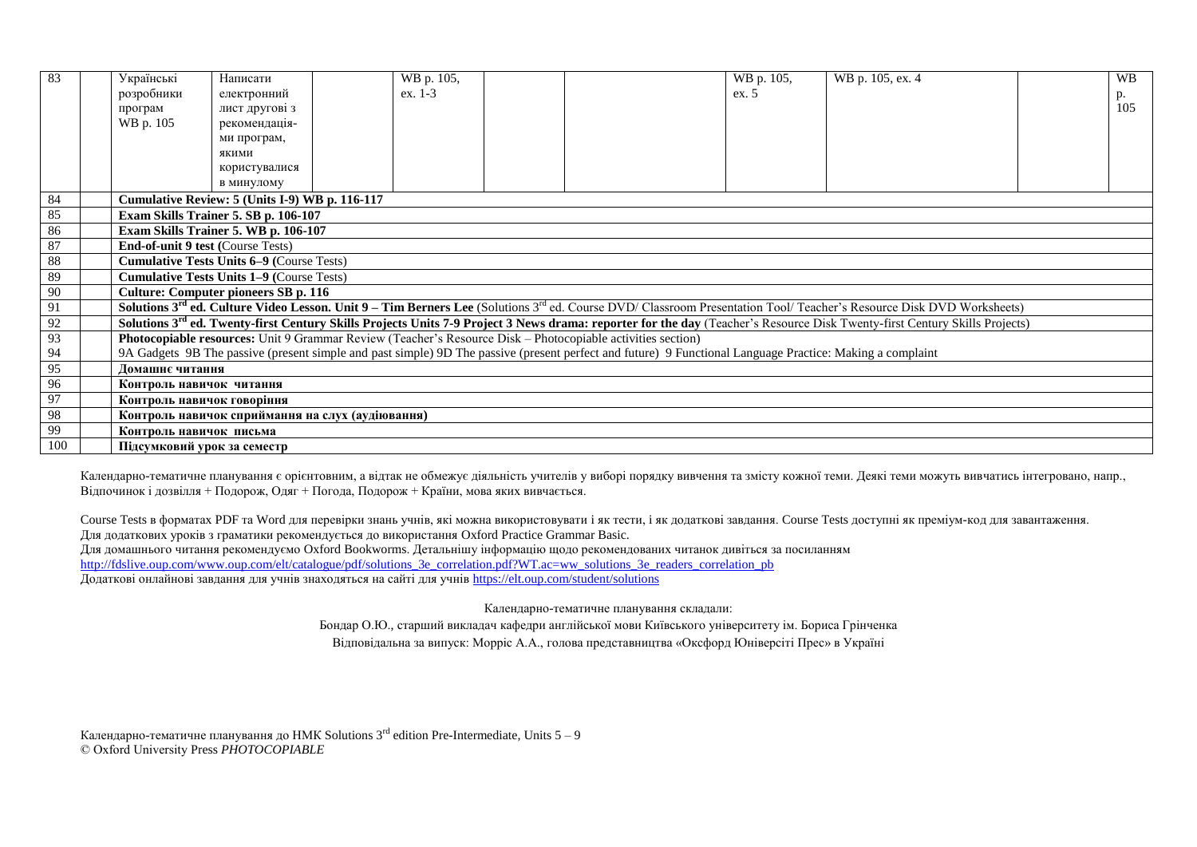| | | | | | | | | | | | | |
|---|---|---|---|---|---|---|---|---|---|---|---|---|
| 83 | | Українські розробники програм WB p. 105 | Написати електронний лист другові з рекомендація-ми програм, якими користувалися в минулому | | WB p. 105, ex. 1-3 | | | WB p. 105, ex. 5 | WB p. 105, ex. 4 | | WB p. 105 |
| 84 | | **Cumulative Review: 5 (Units I-9) WB p. 116-117** | | | | | | | | | |
| 85 | | **Exam Skills Trainer 5. SB p. 106-107** | | | | | | | | | |
| 86 | | **Exam Skills Trainer 5. WB p. 106-107** | | | | | | | | | |
| 87 | | **End-of-unit 9 test (**Course Tests) | | | | | | | | | |
| 88 | | **Cumulative Tests Units 6–9 (**Course Tests) | | | | | | | | | |
| 89 | | **Cumulative Tests Units 1–9 (**Course Tests) | | | | | | | | | |
| 90 | | **Culture: Computer pioneers SB p. 116** | | | | | | | | | |
| 91 | | **Solutions 3rd ed. Culture Video Lesson. Unit 9 – Tim Berners Lee** (Solutions 3rd ed. Course DVD/ Classroom Presentation Tool/ Teacher's Resource Disk DVD Worksheets) | | | | | | | | | |
| 92 | | **Solutions 3rd ed. Twenty-first Century Skills Projects Units 7-9 Project 3 News drama: reporter for the day** (Teacher's Resource Disk Twenty-first Century Skills Projects) | | | | | | | | | |
| 93 | | **Photocopiable resources:** Unit 9 Grammar Review (Teacher's Resource Disk – Photocopiable activities section) | | | | | | | | | |
| 94 | | 9A Gadgets 9B The passive (present simple and past simple) 9D The passive (present perfect and future) 9 Functional Language Practice: Making a complaint | | | | | | | | | |
| 95 | | **Домашнє читання** | | | | | | | | | |
| 96 | | **Контроль навичок читання** | | | | | | | | | |
| 97 | | **Контроль навичок говоріння** | | | | | | | | | |
| 98 | | **Контроль навичок сприймання на слух (аудіювання)** | | | | | | | | | |
| 99 | | **Контроль навичок письма** | | | | | | | | | |
| 100 | | **Підсумковий урок за семестр** | | | | | | | | | |

Календарно-тематичне планування є орієнтовним, а відтак не обмежує діяльність учителів у виборі порядку вивчення та змісту кожної теми. Деякі теми можуть вивчатись інтегровано, напр., Відпочинок і дозвілля + Подорож, Одяг + Погода, Подорож + Країни, мова яких вивчається.

Course Tests в форматах PDF та Word для перевірки знань учнів, які можна використовувати і як тести, і як додаткові завдання. Course Tests доступні як преміум-код для завантаження.
Для додаткових уроків з граматики рекомендується до використання Oxford Practice Grammar Basic.
Для домашнього читання рекомендуємо Oxford Bookworms. Детальнішу інформацію щодо рекомендованих читанок дивіться за посиланням
http://fdslive.oup.com/www.oup.com/elt/catalogue/pdf/solutions_3e_correlation.pdf?WT.ac=ww_solutions_3e_readers_correlation_pb
Додаткові онлайнові завдання для учнів знаходяться на сайті для учнів https://elt.oup.com/student/solutions

Календарно-тематичне планування складали:

Бондар О.Ю., старший викладач кафедри англійської мови Київського університету ім. Бориса Грінченка

Відповідальна за випуск: Морріс А.А., голова представництва «Оксфорд Юніверсіті Прес» в Україні